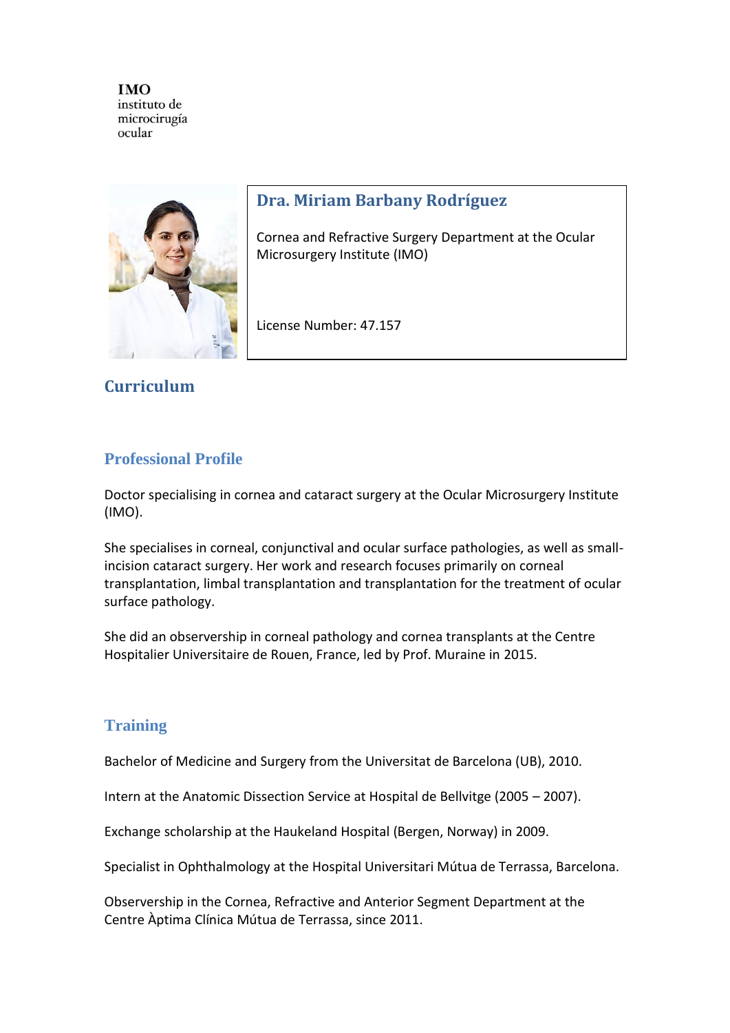**IMO**
instituto de
microcirugía
ocular

## Dra. Miriam Barbany Rodríguez

Cornea and Refractive Surgery Department at the Ocular Microsurgery Institute (IMO)

License Number: 47.157

# Curriculum

## Professional Profile

Doctor specialising in cornea and cataract surgery at the Ocular Microsurgery Institute (IMO).

She specialises in corneal, conjunctival and ocular surface pathologies, as well as small-incision cataract surgery. Her work and research focuses primarily on corneal transplantation, limbal transplantation and transplantation for the treatment of ocular surface pathology.

She did an observership in corneal pathology and cornea transplants at the Centre Hospitalier Universitaire de Rouen, France, led by Prof. Muraine in 2015.

## Training

Bachelor of Medicine and Surgery from the Universitat de Barcelona (UB), 2010.

Intern at the Anatomic Dissection Service at Hospital de Bellvitge (2005 – 2007).

Exchange scholarship at the Haukeland Hospital (Bergen, Norway) in 2009.

Specialist in Ophthalmology at the Hospital Universitari Mútua de Terrassa, Barcelona.

Observership in the Cornea, Refractive and Anterior Segment Department at the Centre Àptima Clínica Mútua de Terrassa, since 2011.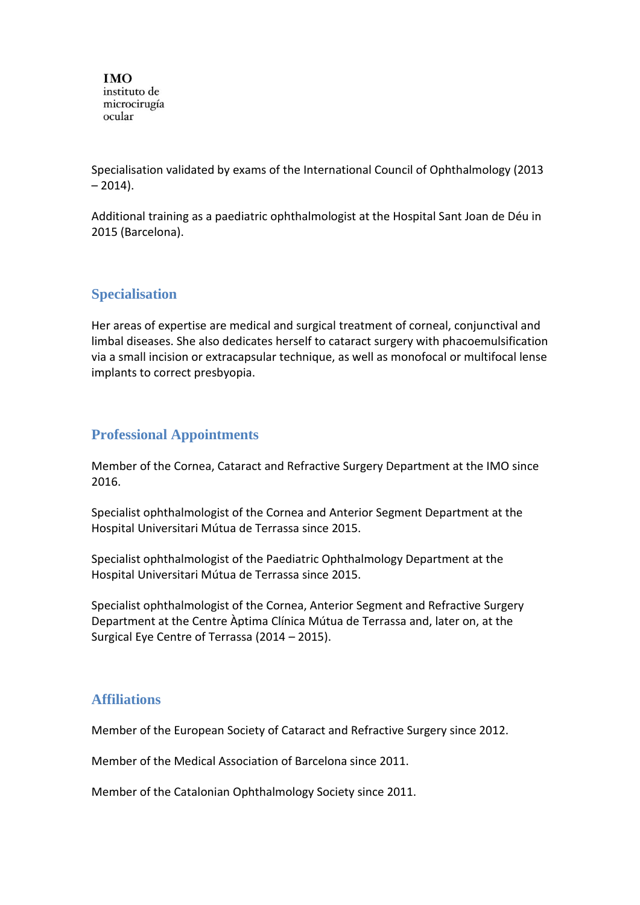Specialisation validated by exams of the International Council of Ophthalmology (2013 – 2014).

Additional training as a paediatric ophthalmologist at the Hospital Sant Joan de Déu in 2015 (Barcelona).

## Specialisation

Her areas of expertise are medical and surgical treatment of corneal, conjunctival and limbal diseases. She also dedicates herself to cataract surgery with phacoemulsification via a small incision or extracapsular technique, as well as monofocal or multifocal lense implants to correct presbyopia.

## Professional Appointments

Member of the Cornea, Cataract and Refractive Surgery Department at the IMO since 2016.

Specialist ophthalmologist of the Cornea and Anterior Segment Department at the Hospital Universitari Mútua de Terrassa since 2015.

Specialist ophthalmologist of the Paediatric Ophthalmology Department at the Hospital Universitari Mútua de Terrassa since 2015.

Specialist ophthalmologist of the Cornea, Anterior Segment and Refractive Surgery Department at the Centre Àptima Clínica Mútua de Terrassa and, later on, at the Surgical Eye Centre of Terrassa (2014 – 2015).

## Affiliations

Member of the European Society of Cataract and Refractive Surgery since 2012.

Member of the Medical Association of Barcelona since 2011.

Member of the Catalonian Ophthalmology Society since 2011.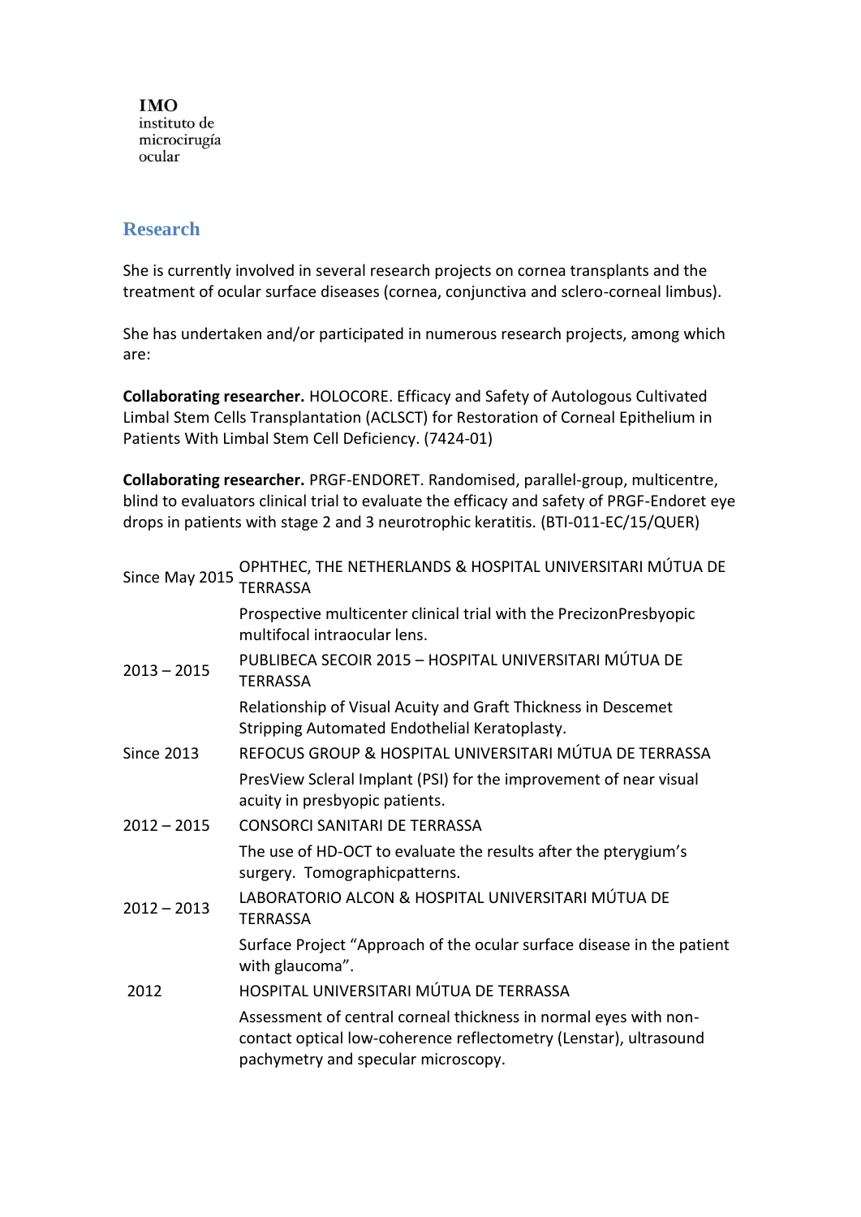**IMO**
instituto de
microcirugía
ocular

## Research

She is currently involved in several research projects on cornea transplants and the treatment of ocular surface diseases (cornea, conjunctiva and sclero-corneal limbus).

She has undertaken and/or participated in numerous research projects, among which are:

**Collaborating researcher.** HOLOCORE. Efficacy and Safety of Autologous Cultivated Limbal Stem Cells Transplantation (ACLSCT) for Restoration of Corneal Epithelium in Patients With Limbal Stem Cell Deficiency. (7424-01)

**Collaborating researcher.** PRGF-ENDORET. Randomised, parallel-group, multicentre, blind to evaluators clinical trial to evaluate the efficacy and safety of PRGF-Endoret eye drops in patients with stage 2 and 3 neurotrophic keratitis. (BTI-011-EC/15/QUER)

| | |
|---|---|
| Since May 2015 | OPHTHEC, THE NETHERLANDS & HOSPITAL UNIVERSITARI MÚTUA DE TERRASSA |
| | Prospective multicenter clinical trial with the PrecizonPresbyopic multifocal intraocular lens. |
| 2013 – 2015 | PUBLIBECA SECOIR 2015 – HOSPITAL UNIVERSITARI MÚTUA DE TERRASSA |
| | Relationship of Visual Acuity and Graft Thickness in Descemet Stripping Automated Endothelial Keratoplasty. |
| Since 2013 | REFOCUS GROUP & HOSPITAL UNIVERSITARI MÚTUA DE TERRASSA |
| | PresView Scleral Implant (PSI) for the improvement of near visual acuity in presbyopic patients. |
| 2012 – 2015 | CONSORCI SANITARI DE TERRASSA |
| | The use of HD-OCT to evaluate the results after the pterygium's surgery. Tomographicpatterns. |
| 2012 – 2013 | LABORATORIO ALCON & HOSPITAL UNIVERSITARI MÚTUA DE TERRASSA |
| | Surface Project "Approach of the ocular surface disease in the patient with glaucoma". |
| 2012 | HOSPITAL UNIVERSITARI MÚTUA DE TERRASSA |
| | Assessment of central corneal thickness in normal eyes with non-contact optical low-coherence reflectometry (Lenstar), ultrasound pachymetry and specular microscopy. |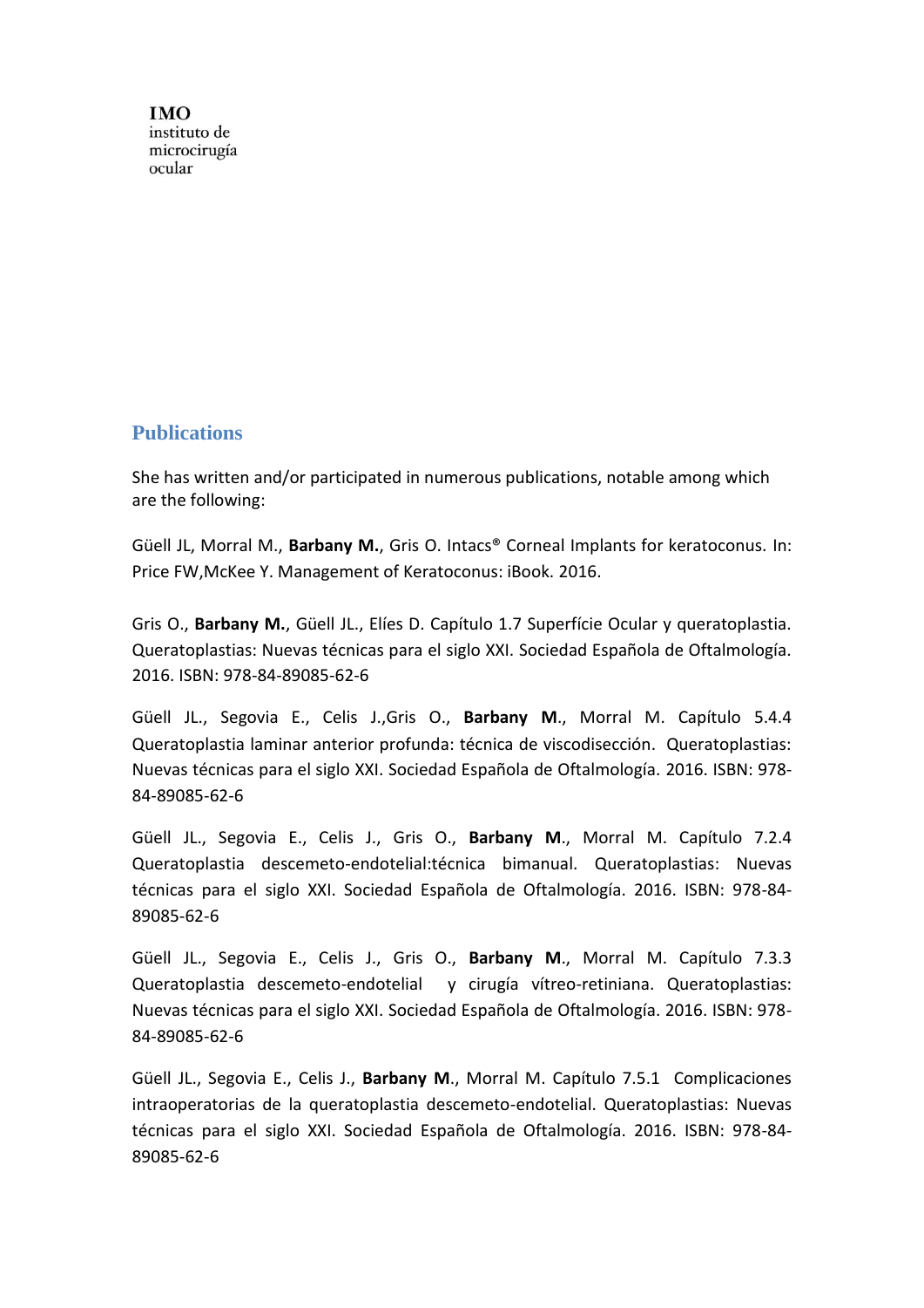**IMO**
instituto de
microcirugía
ocular

## Publications

She has written and/or participated in numerous publications, notable among which are the following:

Güell JL, Morral M., **Barbany M.**, Gris O. Intacs® Corneal Implants for keratoconus. In: Price FW,McKee Y. Management of Keratoconus: iBook. 2016.

Gris O., **Barbany M.**, Güell JL., Elíes D. Capítulo 1.7 Superfície Ocular y queratoplastia. Queratoplastias: Nuevas técnicas para el siglo XXI. Sociedad Española de Oftalmología. 2016. ISBN: 978-84-89085-62-6

Güell JL., Segovia E., Celis J.,Gris O., **Barbany M**., Morral M. Capítulo 5.4.4 Queratoplastia laminar anterior profunda: técnica de viscodisección. Queratoplastias: Nuevas técnicas para el siglo XXI. Sociedad Española de Oftalmología. 2016. ISBN: 978-84-89085-62-6

Güell JL., Segovia E., Celis J., Gris O., **Barbany M**., Morral M. Capítulo 7.2.4 Queratoplastia descemeto-endotelial:técnica bimanual. Queratoplastias: Nuevas técnicas para el siglo XXI. Sociedad Española de Oftalmología. 2016. ISBN: 978-84-89085-62-6

Güell JL., Segovia E., Celis J., Gris O., **Barbany M**., Morral M. Capítulo 7.3.3 Queratoplastia descemeto-endotelial y cirugía vítreo-retiniana. Queratoplastias: Nuevas técnicas para el siglo XXI. Sociedad Española de Oftalmología. 2016. ISBN: 978-84-89085-62-6

Güell JL., Segovia E., Celis J., **Barbany M**., Morral M. Capítulo 7.5.1 Complicaciones intraoperatorias de la queratoplastia descemeto-endotelial. Queratoplastias: Nuevas técnicas para el siglo XXI. Sociedad Española de Oftalmología. 2016. ISBN: 978-84-89085-62-6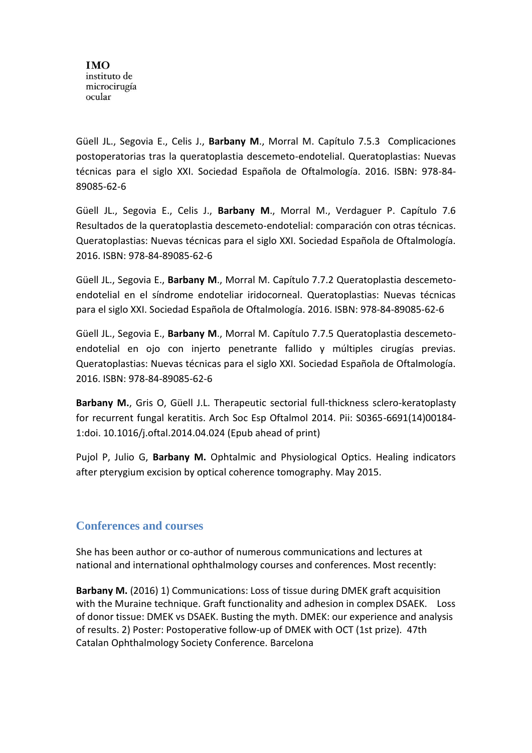Güell JL., Segovia E., Celis J., **Barbany M**., Morral M. Capítulo 7.5.3 Complicaciones postoperatorias tras la queratoplastia descemeto-endotelial. Queratoplastias: Nuevas técnicas para el siglo XXI. Sociedad Española de Oftalmología. 2016. ISBN: 978-84-89085-62-6

Güell JL., Segovia E., Celis J., **Barbany M**., Morral M., Verdaguer P. Capítulo 7.6 Resultados de la queratoplastia descemeto-endotelial: comparación con otras técnicas. Queratoplastias: Nuevas técnicas para el siglo XXI. Sociedad Española de Oftalmología. 2016. ISBN: 978-84-89085-62-6

Güell JL., Segovia E., **Barbany M**., Morral M. Capítulo 7.7.2 Queratoplastia descemeto-endotelial en el síndrome endoteliar iridocorneal. Queratoplastias: Nuevas técnicas para el siglo XXI. Sociedad Española de Oftalmología. 2016. ISBN: 978-84-89085-62-6

Güell JL., Segovia E., **Barbany M**., Morral M. Capítulo 7.7.5 Queratoplastia descemeto-endotelial en ojo con injerto penetrante fallido y múltiples cirugías previas. Queratoplastias: Nuevas técnicas para el siglo XXI. Sociedad Española de Oftalmología. 2016. ISBN: 978-84-89085-62-6

**Barbany M.**, Gris O, Güell J.L. Therapeutic sectorial full-thickness sclero-keratoplasty for recurrent fungal keratitis. Arch Soc Esp Oftalmol 2014. Pii: S0365-6691(14)00184-1:doi. 10.1016/j.oftal.2014.04.024 (Epub ahead of print)

Pujol P, Julio G, **Barbany M.** Ophtalmic and Physiological Optics. Healing indicators after pterygium excision by optical coherence tomography. May 2015.

## Conferences and courses

She has been author or co-author of numerous communications and lectures at national and international ophthalmology courses and conferences. Most recently:

**Barbany M.** (2016) 1) Communications: Loss of tissue during DMEK graft acquisition with the Muraine technique. Graft functionality and adhesion in complex DSAEK. Loss of donor tissue: DMEK vs DSAEK. Busting the myth. DMEK: our experience and analysis of results. 2) Poster: Postoperative follow-up of DMEK with OCT (1st prize). 47th Catalan Ophthalmology Society Conference. Barcelona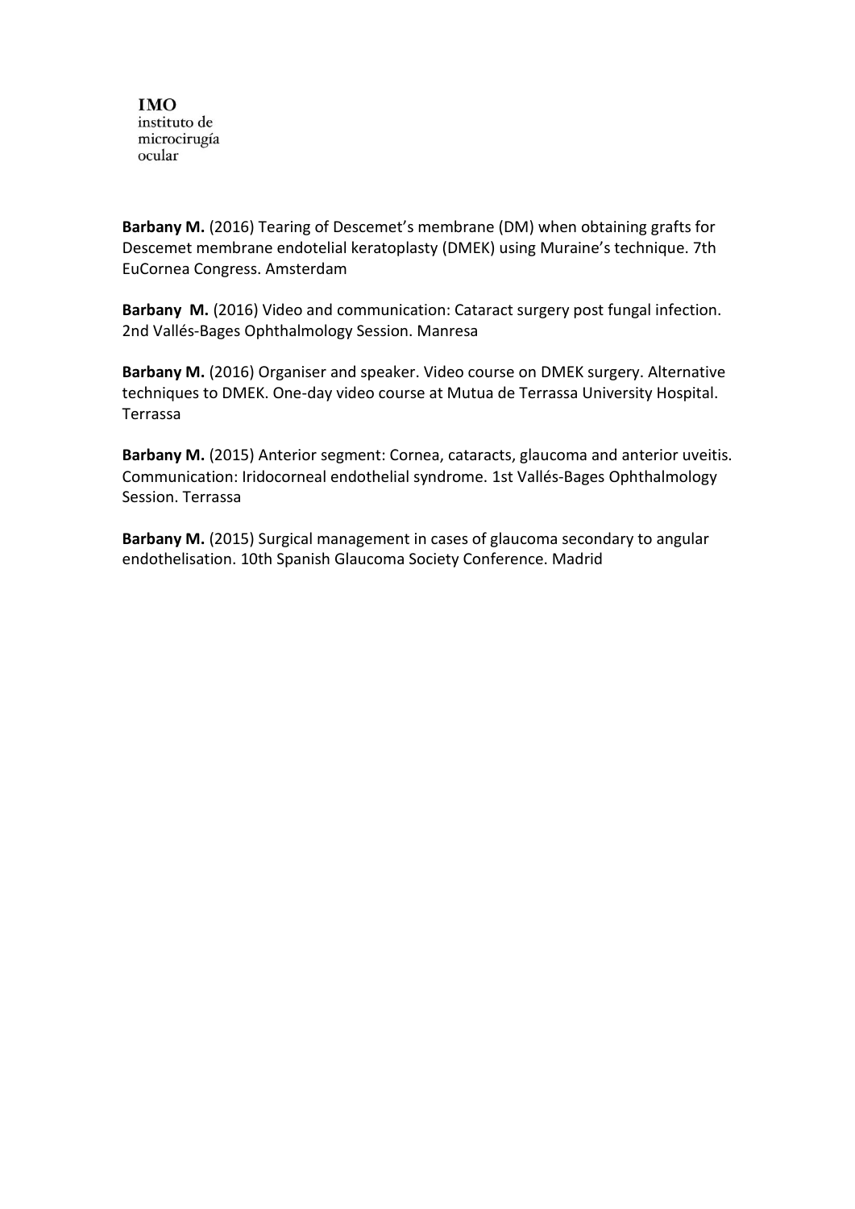**Barbany M.** (2016) Tearing of Descemet's membrane (DM) when obtaining grafts for Descemet membrane endotelial keratoplasty (DMEK) using Muraine's technique. 7th EuCornea Congress. Amsterdam

**Barbany M.** (2016) Video and communication: Cataract surgery post fungal infection. 2nd Vallés-Bages Ophthalmology Session. Manresa

**Barbany M.** (2016) Organiser and speaker. Video course on DMEK surgery. Alternative techniques to DMEK. One-day video course at Mutua de Terrassa University Hospital. Terrassa

**Barbany M.** (2015) Anterior segment: Cornea, cataracts, glaucoma and anterior uveitis. Communication: Iridocorneal endothelial syndrome. 1st Vallés-Bages Ophthalmology Session. Terrassa

**Barbany M.** (2015) Surgical management in cases of glaucoma secondary to angular endothelisation. 10th Spanish Glaucoma Society Conference. Madrid